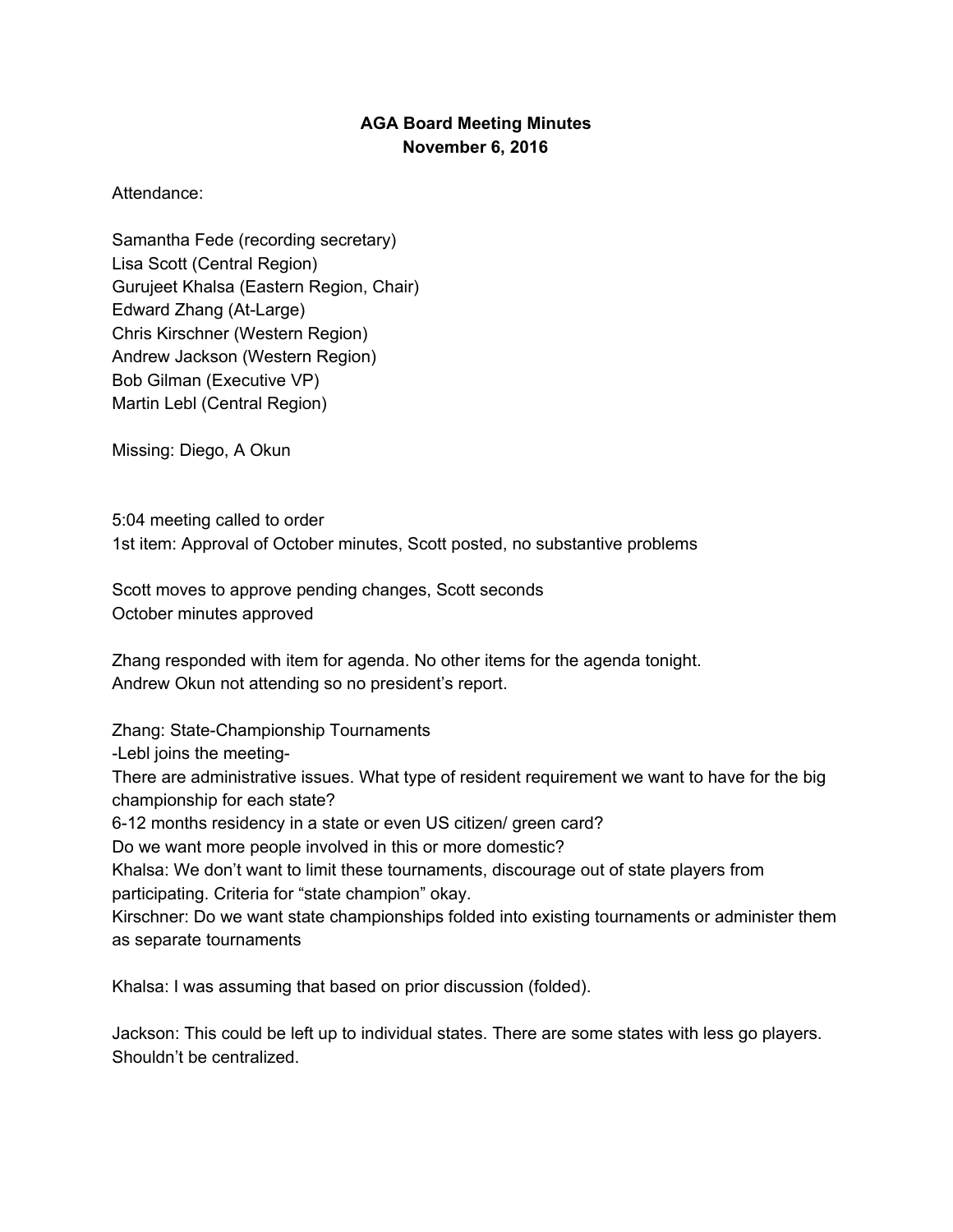**AGA Board Meeting Minutes**
**November 6, 2016**

Attendance:

Samantha Fede (recording secretary)
Lisa Scott (Central Region)
Gurujeet Khalsa (Eastern Region, Chair)
Edward Zhang (At-Large)
Chris Kirschner (Western Region)
Andrew Jackson (Western Region)
Bob Gilman (Executive VP)
Martin Lebl (Central Region)

Missing: Diego, A Okun

5:04 meeting called to order
1st item: Approval of October minutes, Scott posted, no substantive problems

Scott moves to approve pending changes, Scott seconds
October minutes approved

Zhang responded with item for agenda. No other items for the agenda tonight.
Andrew Okun not attending so no president's report.

Zhang: State-Championship Tournaments
-Lebl joins the meeting-
There are administrative issues. What type of resident requirement we want to have for the big championship for each state?
6-12 months residency in a state or even US citizen/ green card?
Do we want more people involved in this or more domestic?
Khalsa: We don't want to limit these tournaments, discourage out of state players from participating. Criteria for "state champion" okay.
Kirschner: Do we want state championships folded into existing tournaments or administer them as separate tournaments

Khalsa: I was assuming that based on prior discussion (folded).

Jackson: This could be left up to individual states. There are some states with less go players. Shouldn't be centralized.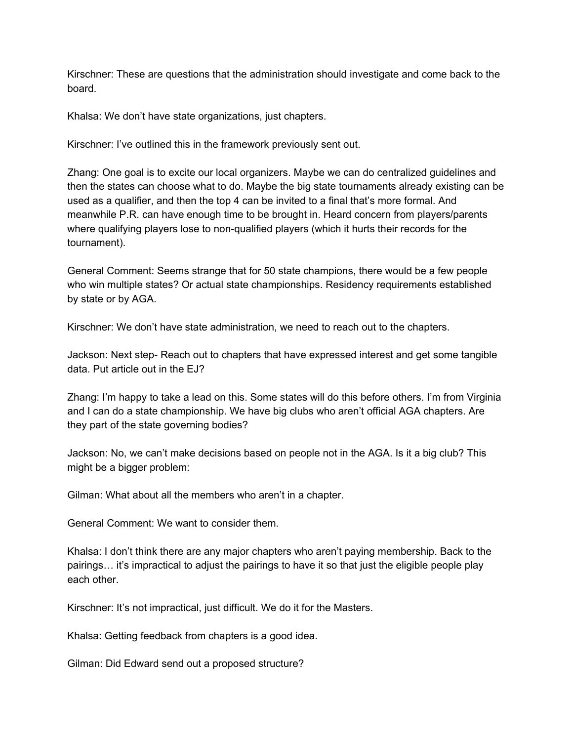Kirschner: These are questions that the administration should investigate and come back to the board.

Khalsa: We don't have state organizations, just chapters.

Kirschner: I've outlined this in the framework previously sent out.

Zhang: One goal is to excite our local organizers. Maybe we can do centralized guidelines and then the states can choose what to do. Maybe the big state tournaments already existing can be used as a qualifier, and then the top 4 can be invited to a final that's more formal. And meanwhile P.R. can have enough time to be brought in. Heard concern from players/parents where qualifying players lose to non-qualified players (which it hurts their records for the tournament).

General Comment: Seems strange that for 50 state champions, there would be a few people who win multiple states? Or actual state championships. Residency requirements established by state or by AGA.

Kirschner: We don't have state administration, we need to reach out to the chapters.

Jackson: Next step- Reach out to chapters that have expressed interest and get some tangible data. Put article out in the EJ?

Zhang: I'm happy to take a lead on this. Some states will do this before others. I'm from Virginia and I can do a state championship. We have big clubs who aren't official AGA chapters. Are they part of the state governing bodies?

Jackson: No, we can't make decisions based on people not in the AGA. Is it a big club? This might be a bigger problem:

Gilman: What about all the members who aren't in a chapter.

General Comment: We want to consider them.

Khalsa: I don't think there are any major chapters who aren't paying membership. Back to the pairings… it's impractical to adjust the pairings to have it so that just the eligible people play each other.

Kirschner: It's not impractical, just difficult. We do it for the Masters.

Khalsa: Getting feedback from chapters is a good idea.

Gilman: Did Edward send out a proposed structure?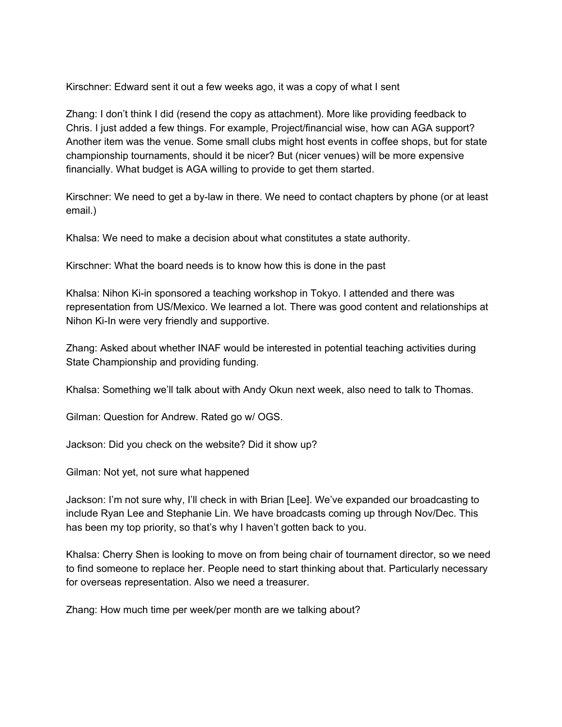Kirschner: Edward sent it out a few weeks ago, it was a copy of what I sent

Zhang: I don't think I did (resend the copy as attachment). More like providing feedback to Chris. I just added a few things. For example, Project/financial wise, how can AGA support? Another item was the venue. Some small clubs might host events in coffee shops, but for state championship tournaments, should it be nicer? But (nicer venues) will be more expensive financially. What budget is AGA willing to provide to get them started.

Kirschner: We need to get a by-law in there. We need to contact chapters by phone (or at least email.)

Khalsa: We need to make a decision about what constitutes a state authority.

Kirschner: What the board needs is to know how this is done in the past

Khalsa: Nihon Ki-in sponsored a teaching workshop in Tokyo. I attended and there was representation from US/Mexico. We learned a lot. There was good content and relationships at Nihon Ki-In were very friendly and supportive.

Zhang: Asked about whether INAF would be interested in potential teaching activities during State Championship and providing funding.

Khalsa: Something we'll talk about with Andy Okun next week, also need to talk to Thomas.

Gilman: Question for Andrew. Rated go w/ OGS.

Jackson: Did you check on the website? Did it show up?

Gilman: Not yet, not sure what happened

Jackson: I'm not sure why, I'll check in with Brian [Lee]. We've expanded our broadcasting to include Ryan Lee and Stephanie Lin. We have broadcasts coming up through Nov/Dec. This has been my top priority, so that's why I haven't gotten back to you.

Khalsa: Cherry Shen is looking to move on from being chair of tournament director, so we need to find someone to replace her. People need to start thinking about that. Particularly necessary for overseas representation. Also we need a treasurer.

Zhang: How much time per week/per month are we talking about?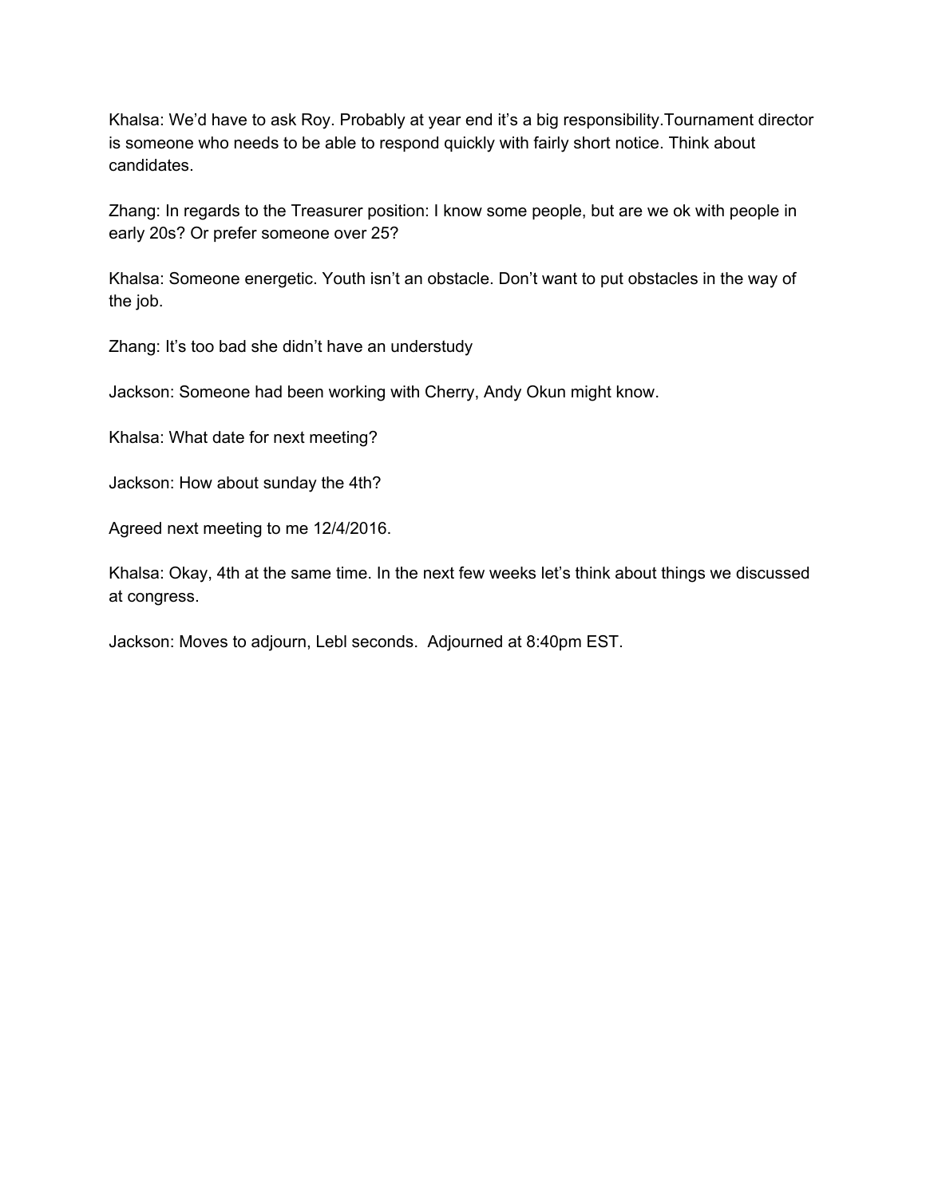Khalsa: We'd have to ask Roy. Probably at year end it's a big responsibility.Tournament director is someone who needs to be able to respond quickly with fairly short notice. Think about candidates.

Zhang: In regards to the Treasurer position: I know some people, but are we ok with people in early 20s? Or prefer someone over 25?

Khalsa: Someone energetic. Youth isn't an obstacle. Don't want to put obstacles in the way of the job.

Zhang: It's too bad she didn't have an understudy

Jackson: Someone had been working with Cherry, Andy Okun might know.

Khalsa: What date for next meeting?

Jackson: How about sunday the 4th?

Agreed next meeting to me 12/4/2016.

Khalsa: Okay, 4th at the same time. In the next few weeks let's think about things we discussed at congress.

Jackson: Moves to adjourn, Lebl seconds. Adjourned at 8:40pm EST.